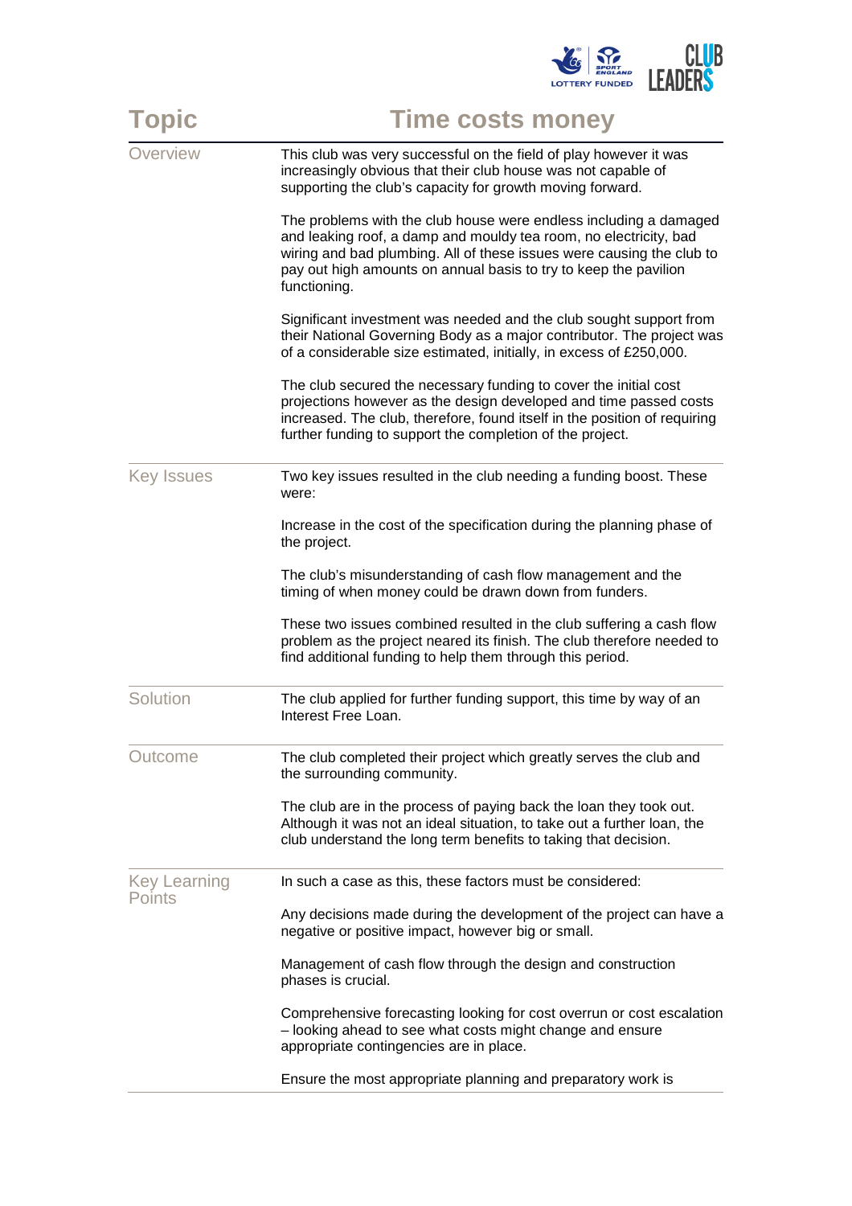| Topic | Time costs money |
| --- | --- |
| Overview | This club was very successful on the field of play however it was increasingly obvious that their club house was not capable of supporting the club's capacity for growth moving forward.<br><br>The problems with the club house were endless including a damaged and leaking roof, a damp and mouldy tea room, no electricity, bad wiring and bad plumbing. All of these issues were causing the club to pay out high amounts on annual basis to try to keep the pavilion functioning.<br><br>Significant investment was needed and the club sought support from their National Governing Body as a major contributor. The project was of a considerable size estimated, initially, in excess of £250,000.<br><br>The club secured the necessary funding to cover the initial cost projections however as the design developed and time passed costs increased. The club, therefore, found itself in the position of requiring further funding to support the completion of the project. |
| Key Issues | Two key issues resulted in the club needing a funding boost. These were:<br><br>Increase in the cost of the specification during the planning phase of the project.<br><br>The club's misunderstanding of cash flow management and the timing of when money could be drawn down from funders.<br><br>These two issues combined resulted in the club suffering a cash flow problem as the project neared its finish. The club therefore needed to find additional funding to help them through this period. |
| Solution | The club applied for further funding support, this time by way of an Interest Free Loan. |
| Outcome | The club completed their project which greatly serves the club and the surrounding community.<br><br>The club are in the process of paying back the loan they took out. Although it was not an ideal situation, to take out a further loan, the club understand the long term benefits to taking that decision. |
| Key Learning Points | In such a case as this, these factors must be considered:<br><br>Any decisions made during the development of the project can have a negative or positive impact, however big or small.<br><br>Management of cash flow through the design and construction phases is crucial.<br><br>Comprehensive forecasting looking for cost overrun or cost escalation – looking ahead to see what costs might change and ensure appropriate contingencies are in place.<br><br>Ensure the most appropriate planning and preparatory work is |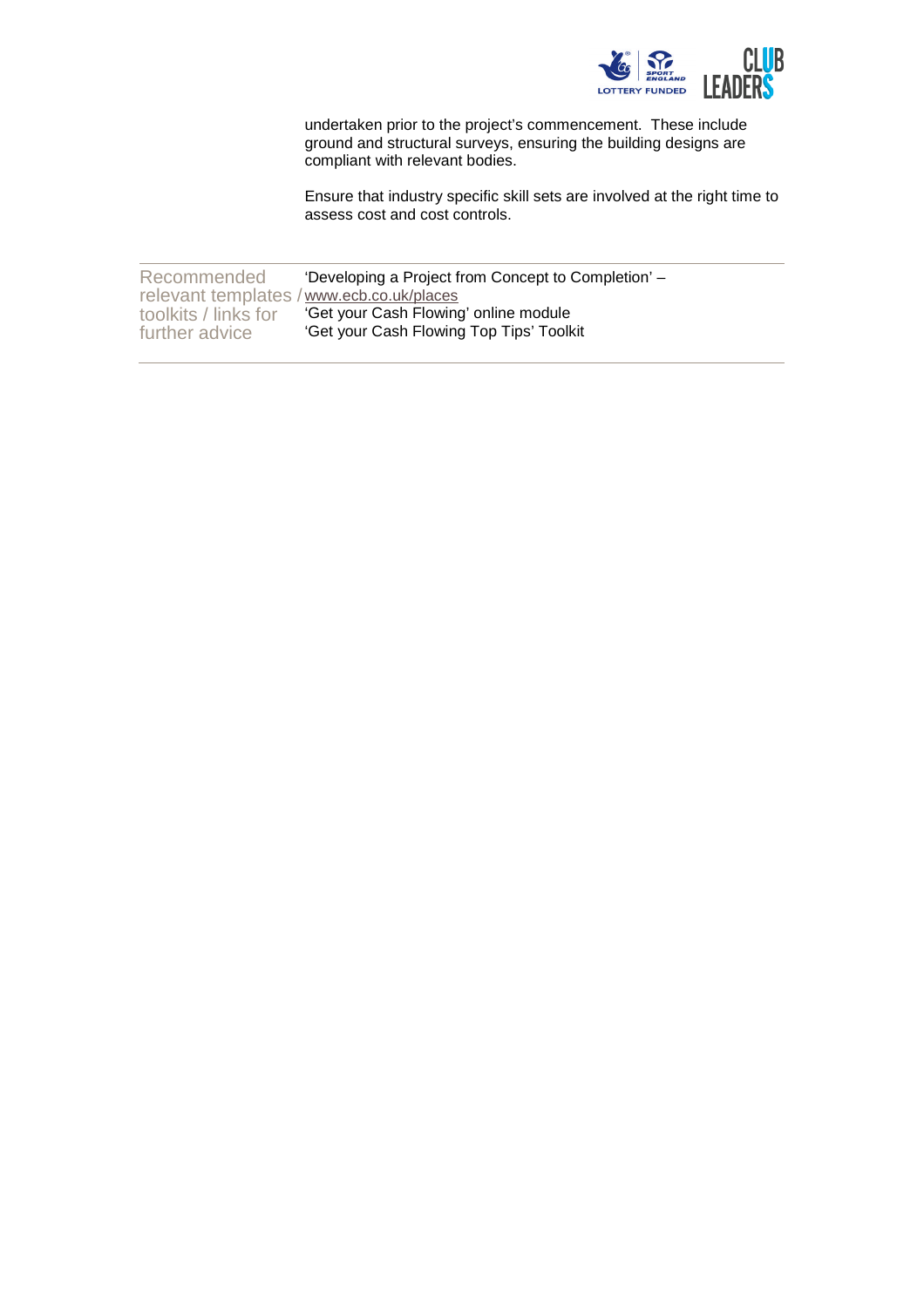undertaken prior to the project's commencement. These include ground and structural surveys, ensuring the building designs are compliant with relevant bodies.

Ensure that industry specific skill sets are involved at the right time to assess cost and cost controls.

| | |
|---|---|
| Recommended relevant templates / toolkits / links for further advice | 'Developing a Project from Concept to Completion' – www.ecb.co.uk/places<br>'Get your Cash Flowing' online module<br>'Get your Cash Flowing Top Tips' Toolkit |